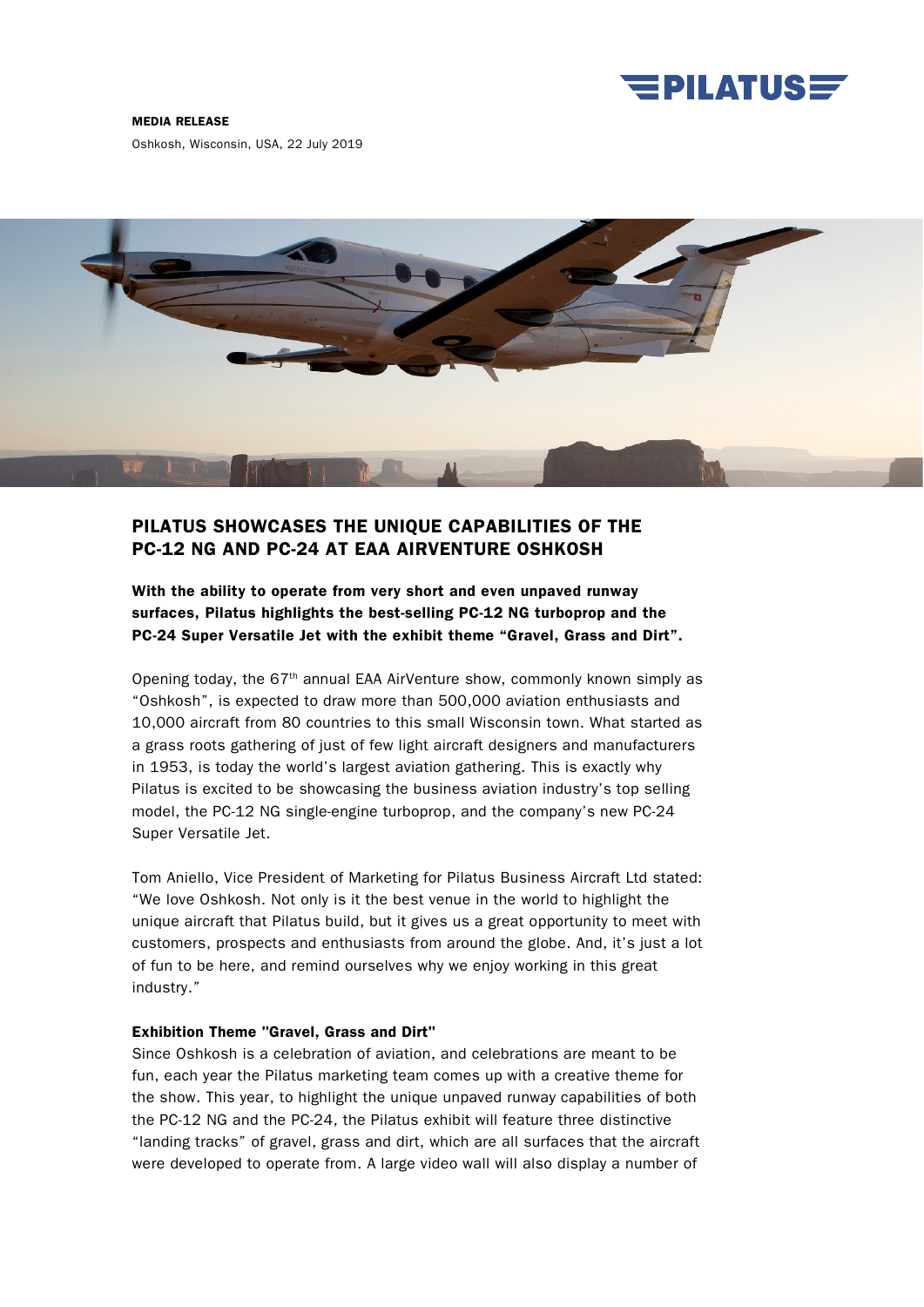**MEDIA RELEASE**

Oshkosh, Wisconsin, USA, 22 July 2019

# PILATUS SHOWCASES THE UNIQUE CAPABILITIES OF THE PC-12 NG AND PC-24 AT EAA AIRVENTURE OSHKOSH

**With the ability to operate from very short and even unpaved runway surfaces, Pilatus highlights the best-selling PC-12 NG turboprop and the PC-24 Super Versatile Jet with the exhibit theme "Gravel, Grass and Dirt".**

Opening today, the 67th annual EAA AirVenture show, commonly known simply as "Oshkosh", is expected to draw more than 500,000 aviation enthusiasts and 10,000 aircraft from 80 countries to this small Wisconsin town. What started as a grass roots gathering of just of few light aircraft designers and manufacturers in 1953, is today the world's largest aviation gathering. This is exactly why Pilatus is excited to be showcasing the business aviation industry's top selling model, the PC-12 NG single-engine turboprop, and the company's new PC-24 Super Versatile Jet.

Tom Aniello, Vice President of Marketing for Pilatus Business Aircraft Ltd stated: "We love Oshkosh. Not only is it the best venue in the world to highlight the unique aircraft that Pilatus build, but it gives us a great opportunity to meet with customers, prospects and enthusiasts from around the globe. And, it's just a lot of fun to be here, and remind ourselves why we enjoy working in this great industry."

### Exhibition Theme "Gravel, Grass and Dirt"

Since Oshkosh is a celebration of aviation, and celebrations are meant to be fun, each year the Pilatus marketing team comes up with a creative theme for the show. This year, to highlight the unique unpaved runway capabilities of both the PC-12 NG and the PC-24, the Pilatus exhibit will feature three distinctive "landing tracks" of gravel, grass and dirt, which are all surfaces that the aircraft were developed to operate from. A large video wall will also display a number of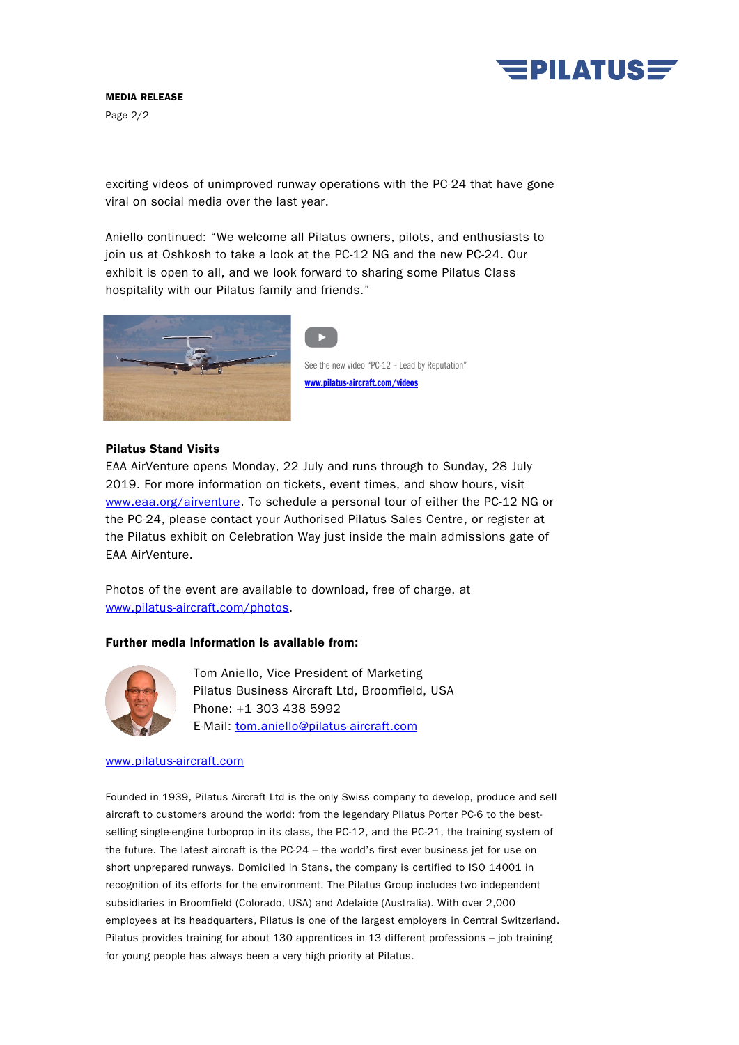exciting videos of unimproved runway operations with the PC-24 that have gone viral on social media over the last year.

Aniello continued: "We welcome all Pilatus owners, pilots, and enthusiasts to join us at Oshkosh to take a look at the PC-12 NG and the new PC-24. Our exhibit is open to all, and we look forward to sharing some Pilatus Class hospitality with our Pilatus family and friends."

See the new video "PC-12 – Lead by Reputation"
[www.pilatus-aircraft.com/videos](http://www.pilatus-aircraft.com/videos)

**Pilatus Stand Visits**
EAA AirVenture opens Monday, 22 July and runs through to Sunday, 28 July 2019. For more information on tickets, event times, and show hours, visit [www.eaa.org/airventure](http://www.eaa.org/airventure). To schedule a personal tour of either the PC-12 NG or the PC-24, please contact your Authorised Pilatus Sales Centre, or register at the Pilatus exhibit on Celebration Way just inside the main admissions gate of EAA AirVenture.

Photos of the event are available to download, free of charge, at [www.pilatus-aircraft.com/photos](http://www.pilatus-aircraft.com/photos).

**Further media information is available from:**

Tom Aniello, Vice President of Marketing
Pilatus Business Aircraft Ltd, Broomfield, USA
Phone: +1 303 438 5992
E-Mail: [tom.aniello@pilatus-aircraft.com](mailto:tom.aniello@pilatus-aircraft.com)

[www.pilatus-aircraft.com](http://www.pilatus-aircraft.com)

Founded in 1939, Pilatus Aircraft Ltd is the only Swiss company to develop, produce and sell aircraft to customers around the world: from the legendary Pilatus Porter PC-6 to the best-selling single-engine turboprop in its class, the PC-12, and the PC-21, the training system of the future. The latest aircraft is the PC-24 – the world's first ever business jet for use on short unprepared runways. Domiciled in Stans, the company is certified to ISO 14001 in recognition of its efforts for the environment. The Pilatus Group includes two independent subsidiaries in Broomfield (Colorado, USA) and Adelaide (Australia). With over 2,000 employees at its headquarters, Pilatus is one of the largest employers in Central Switzerland. Pilatus provides training for about 130 apprentices in 13 different professions – job training for young people has always been a very high priority at Pilatus.